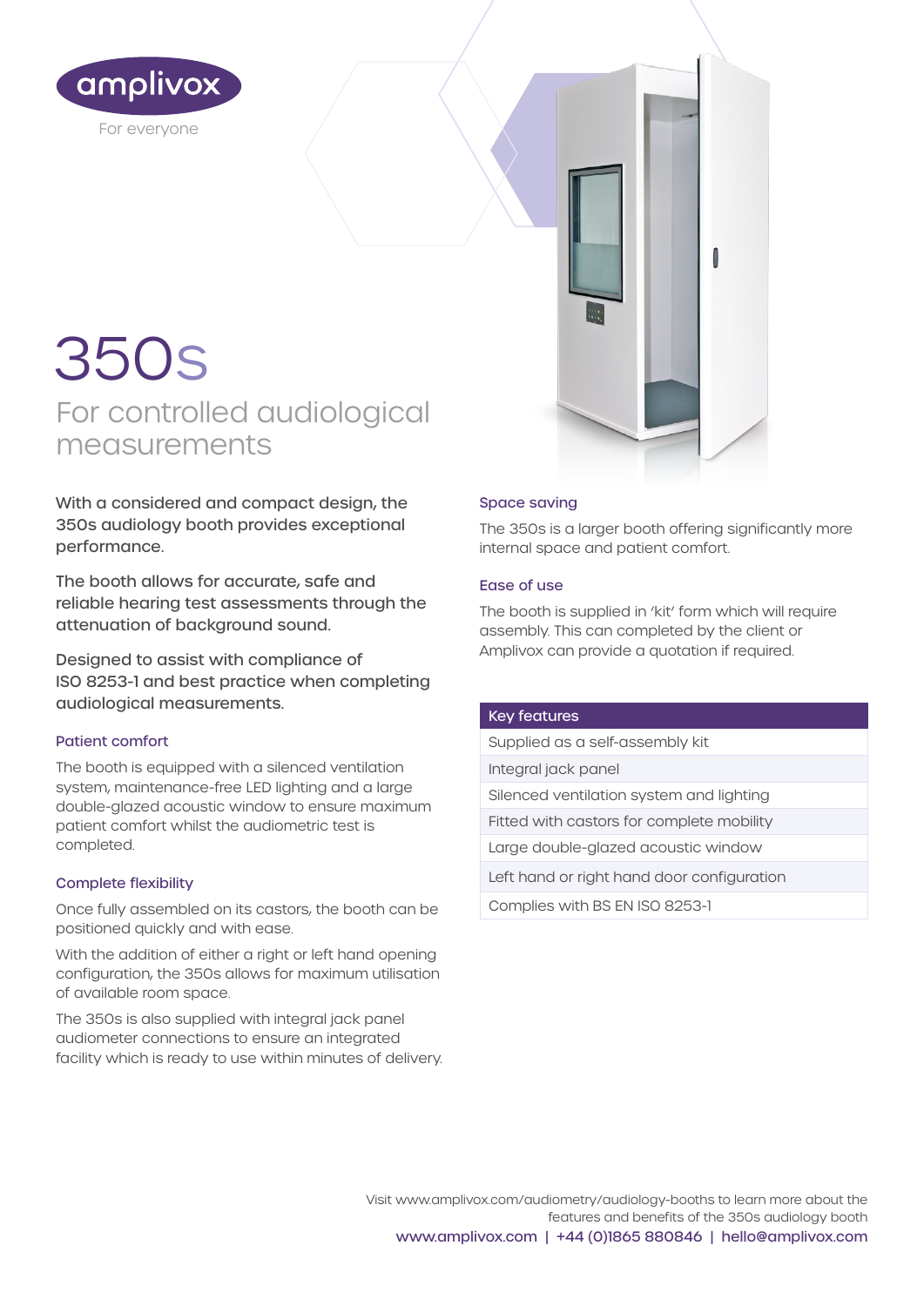amplivox

For everyone

# 350s

## For controlled audiological measurements

With a considered and compact design, the 350s audiology booth provides exceptional performance.

The booth allows for accurate, safe and reliable hearing test assessments through the attenuation of background sound.

Designed to assist with compliance of ISO 8253-1 and best practice when completing audiological measurements.

### Patient comfort

The booth is equipped with a silenced ventilation system, maintenance-free LED lighting and a large double-glazed acoustic window to ensure maximum patient comfort whilst the audiometric test is completed.

### Complete flexibility

Once fully assembled on its castors, the booth can be positioned quickly and with ease.

With the addition of either a right or left hand opening configuration, the 350s allows for maximum utilisation of available room space.

The 350s is also supplied with integral jack panel audiometer connections to ensure an integrated facility which is ready to use within minutes of delivery.

### Space saving

The 350s is a larger booth offering significantly more internal space and patient comfort.

### Ease of use

The booth is supplied in 'kit' form which will require assembly. This can completed by the client or Amplivox can provide a quotation if required.

| Key features |
|---|
| Supplied as a self-assembly kit |
| Integral jack panel |
| Silenced ventilation system and lighting |
| Fitted with castors for complete mobility |
| Large double-glazed acoustic window |
| Left hand or right hand door configuration |
| Complies with BS EN ISO 8253-1 |

Visit www.amplivox.com/audiometry/audiology-booths to learn more about the features and benefits of the 350s audiology booth

www.amplivox.com | +44 (0)1865 880846 | hello@amplivox.com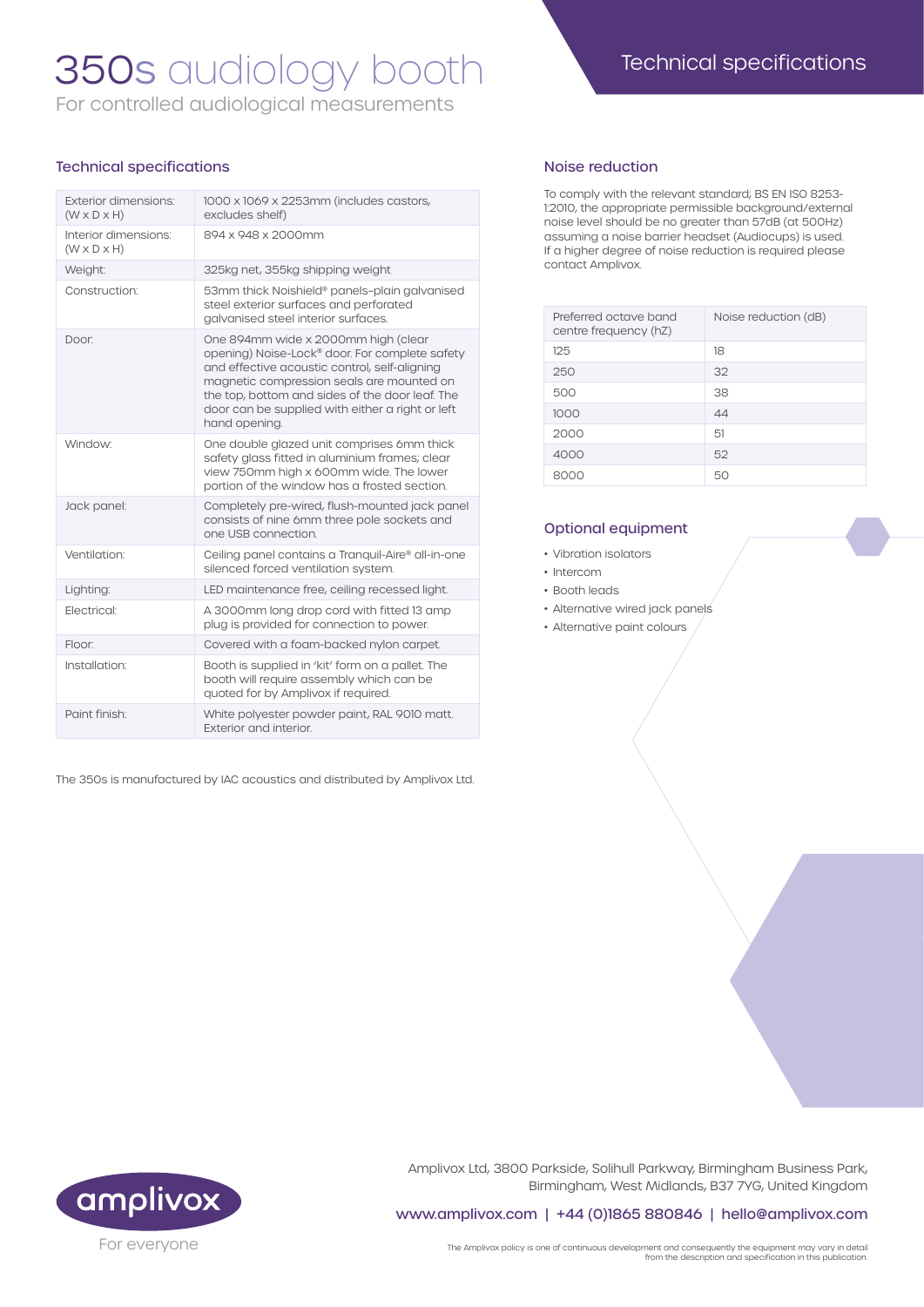# 350s audiology booth

For controlled audiological measurements

Technical specifications

## Technical specifications

| | |
|---|---|
| Exterior dimensions: (W x D x H) | 1000 x 1069 x 2253mm (includes castors, excludes shelf) |
| Interior dimensions: (W x D x H) | 894 x 948 x 2000mm |
| Weight: | 325kg net, 355kg shipping weight |
| Construction: | 53mm thick Noishield® panels-plain galvanised steel exterior surfaces and perforated galvanised steel interior surfaces. |
| Door: | One 894mm wide x 2000mm high (clear opening) Noise-Lock® door. For complete safety and effective acoustic control, self-aligning magnetic compression seals are mounted on the top, bottom and sides of the door leaf. The door can be supplied with either a right or left hand opening. |
| Window: | One double glazed unit comprises 6mm thick safety glass fitted in aluminium frames; clear view 750mm high x 600mm wide. The lower portion of the window has a frosted section. |
| Jack panel: | Completely pre-wired, flush-mounted jack panel consists of nine 6mm three pole sockets and one USB connection. |
| Ventilation: | Ceiling panel contains a Tranquil-Aire® all-in-one silenced forced ventilation system. |
| Lighting: | LED maintenance free, ceiling recessed light. |
| Electrical: | A 3000mm long drop cord with fitted 13 amp plug is provided for connection to power. |
| Floor: | Covered with a foam-backed nylon carpet. |
| Installation: | Booth is supplied in 'kit' form on a pallet. The booth will require assembly which can be quoted for by Amplivox if required. |
| Paint finish: | White polyester powder paint, RAL 9010 matt. Exterior and interior. |

The 350s is manufactured by IAC acoustics and distributed by Amplivox Ltd.

## Noise reduction

To comply with the relevant standard; BS EN ISO 8253-1:2010, the appropriate permissible background/external noise level should be no greater than 57dB (at 500Hz) assuming a noise barrier headset (Audiocups) is used. If a higher degree of noise reduction is required please contact Amplivox.

| Preferred octave band centre frequency (hZ) | Noise reduction (dB) |
|---|---|
| 125 | 18 |
| 250 | 32 |
| 500 | 38 |
| 1000 | 44 |
| 2000 | 51 |
| 4000 | 52 |
| 8000 | 50 |

## Optional equipment

- Vibration isolators
- Intercom
- Booth leads
- Alternative wired jack panels
- Alternative paint colours

amplivox

For everyone

Amplivox Ltd, 3800 Parkside, Solihull Parkway, Birmingham Business Park, Birmingham, West Midlands, B37 7YG, United Kingdom

www.amplivox.com | +44 (0)1865 880846 | hello@amplivox.com

The Amplivox policy is one of continuous development and consequently the equipment may vary in detail from the description and specification in this publication.